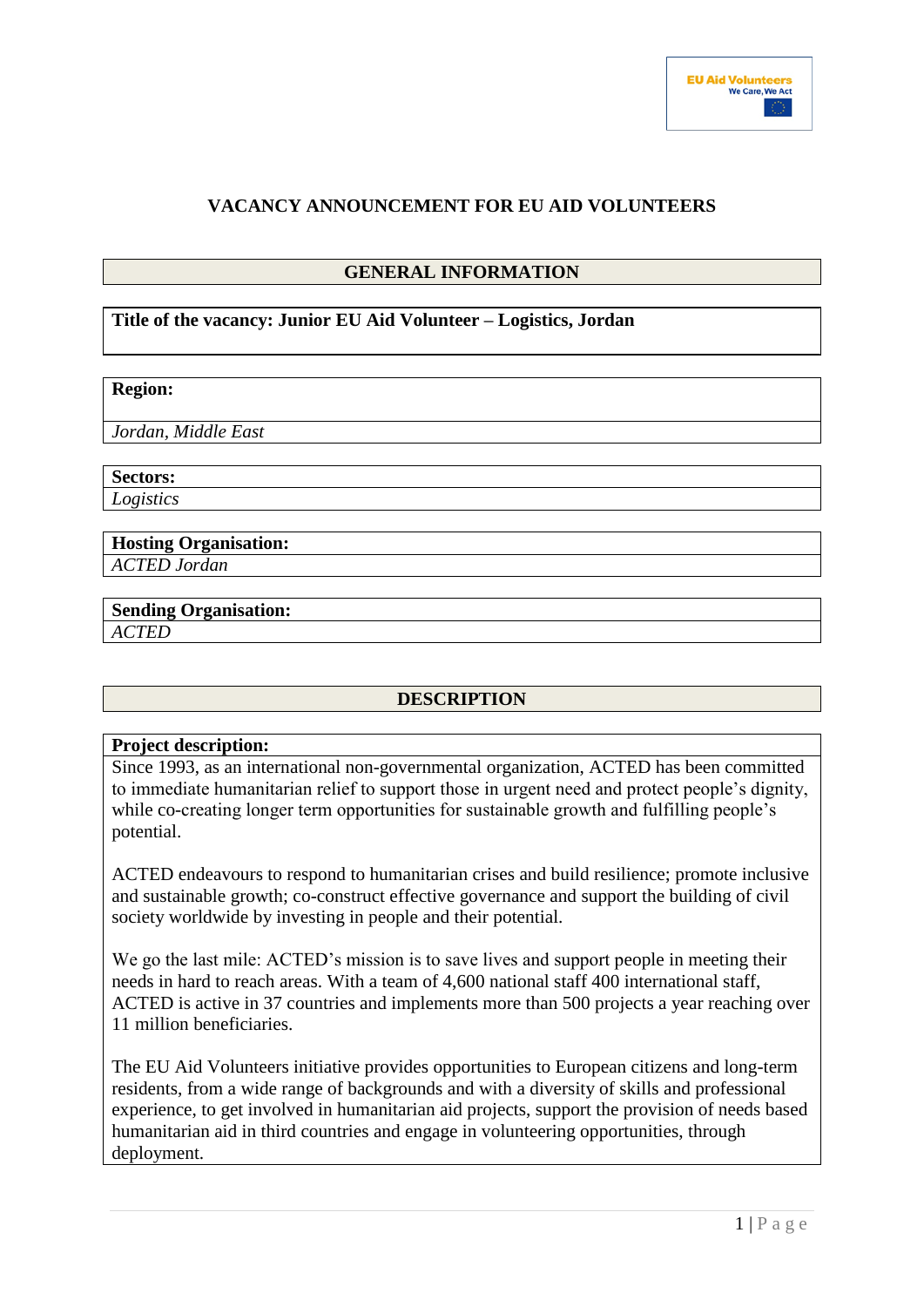# VACANCY ANNOUNCEMENT FOR EU AID VOLUNTEERS

## GENERAL INFORMATION

**Title of the vacancy: Junior EU Aid Volunteer – Logistics, Jordan**

**Region:**

*Jordan, Middle East*

**Sectors:**

*Logistics*

**Hosting Organisation:**

*ACTED Jordan*

**Sending Organisation:**

*ACTED*

## DESCRIPTION

**Project description:**

Since 1993, as an international non-governmental organization, ACTED has been committed to immediate humanitarian relief to support those in urgent need and protect people's dignity, while co-creating longer term opportunities for sustainable growth and fulfilling people's potential.

ACTED endeavours to respond to humanitarian crises and build resilience; promote inclusive and sustainable growth; co-construct effective governance and support the building of civil society worldwide by investing in people and their potential.

We go the last mile: ACTED's mission is to save lives and support people in meeting their needs in hard to reach areas. With a team of 4,600 national staff 400 international staff, ACTED is active in 37 countries and implements more than 500 projects a year reaching over 11 million beneficiaries.

The EU Aid Volunteers initiative provides opportunities to European citizens and long-term residents, from a wide range of backgrounds and with a diversity of skills and professional experience, to get involved in humanitarian aid projects, support the provision of needs based humanitarian aid in third countries and engage in volunteering opportunities, through deployment.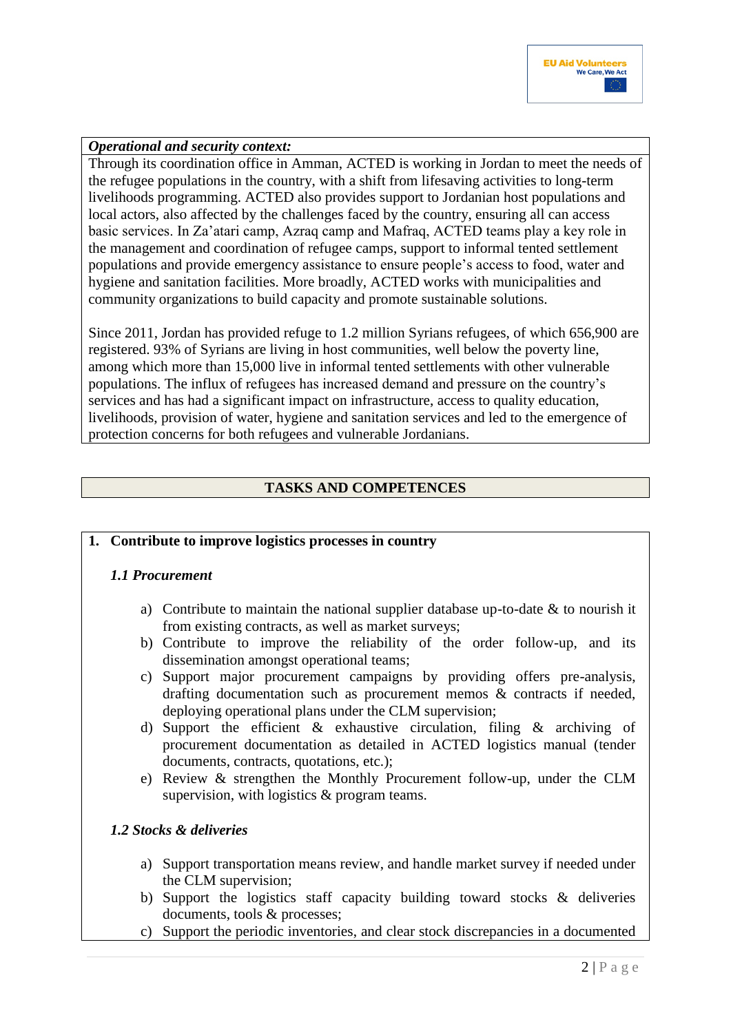***Operational and security context:***

Through its coordination office in Amman, ACTED is working in Jordan to meet the needs of the refugee populations in the country, with a shift from lifesaving activities to long-term livelihoods programming. ACTED also provides support to Jordanian host populations and local actors, also affected by the challenges faced by the country, ensuring all can access basic services. In Za'atari camp, Azraq camp and Mafraq, ACTED teams play a key role in the management and coordination of refugee camps, support to informal tented settlement populations and provide emergency assistance to ensure people's access to food, water and hygiene and sanitation facilities. More broadly, ACTED works with municipalities and community organizations to build capacity and promote sustainable solutions.

Since 2011, Jordan has provided refuge to 1.2 million Syrians refugees, of which 656,900 are registered. 93% of Syrians are living in host communities, well below the poverty line, among which more than 15,000 live in informal tented settlements with other vulnerable populations. The influx of refugees has increased demand and pressure on the country's services and has had a significant impact on infrastructure, access to quality education, livelihoods, provision of water, hygiene and sanitation services and led to the emergence of protection concerns for both refugees and vulnerable Jordanians.

## TASKS AND COMPETENCES

### 1. Contribute to improve logistics processes in country

#### *1.1 Procurement*

a) Contribute to maintain the national supplier database up-to-date & to nourish it from existing contracts, as well as market surveys;
b) Contribute to improve the reliability of the order follow-up, and its dissemination amongst operational teams;
c) Support major procurement campaigns by providing offers pre-analysis, drafting documentation such as procurement memos & contracts if needed, deploying operational plans under the CLM supervision;
d) Support the efficient & exhaustive circulation, filing & archiving of procurement documentation as detailed in ACTED logistics manual (tender documents, contracts, quotations, etc.);
e) Review & strengthen the Monthly Procurement follow-up, under the CLM supervision, with logistics & program teams.

#### *1.2 Stocks & deliveries*

a) Support transportation means review, and handle market survey if needed under the CLM supervision;
b) Support the logistics staff capacity building toward stocks & deliveries documents, tools & processes;
c) Support the periodic inventories, and clear stock discrepancies in a documented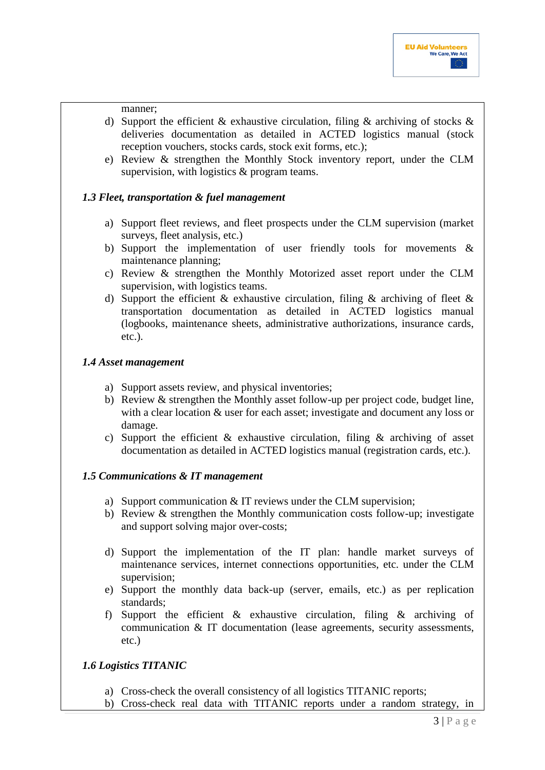manner;

d) Support the efficient & exhaustive circulation, filing & archiving of stocks & deliveries documentation as detailed in ACTED logistics manual (stock reception vouchers, stocks cards, stock exit forms, etc.);
e) Review & strengthen the Monthly Stock inventory report, under the CLM supervision, with logistics & program teams.

***1.3 Fleet, transportation & fuel management***

a) Support fleet reviews, and fleet prospects under the CLM supervision (market surveys, fleet analysis, etc.)
b) Support the implementation of user friendly tools for movements & maintenance planning;
c) Review & strengthen the Monthly Motorized asset report under the CLM supervision, with logistics teams.
d) Support the efficient & exhaustive circulation, filing & archiving of fleet & transportation documentation as detailed in ACTED logistics manual (logbooks, maintenance sheets, administrative authorizations, insurance cards, etc.).

***1.4 Asset management***

a) Support assets review, and physical inventories;
b) Review & strengthen the Monthly asset follow-up per project code, budget line, with a clear location & user for each asset; investigate and document any loss or damage.
c) Support the efficient & exhaustive circulation, filing & archiving of asset documentation as detailed in ACTED logistics manual (registration cards, etc.).

***1.5 Communications & IT management***

a) Support communication & IT reviews under the CLM supervision;
b) Review & strengthen the Monthly communication costs follow-up; investigate and support solving major over-costs;

d) Support the implementation of the IT plan: handle market surveys of maintenance services, internet connections opportunities, etc. under the CLM supervision;
e) Support the monthly data back-up (server, emails, etc.) as per replication standards;
f) Support the efficient & exhaustive circulation, filing & archiving of communication & IT documentation (lease agreements, security assessments, etc.)

***1.6 Logistics TITANIC***

a) Cross-check the overall consistency of all logistics TITANIC reports;
b) Cross-check real data with TITANIC reports under a random strategy, in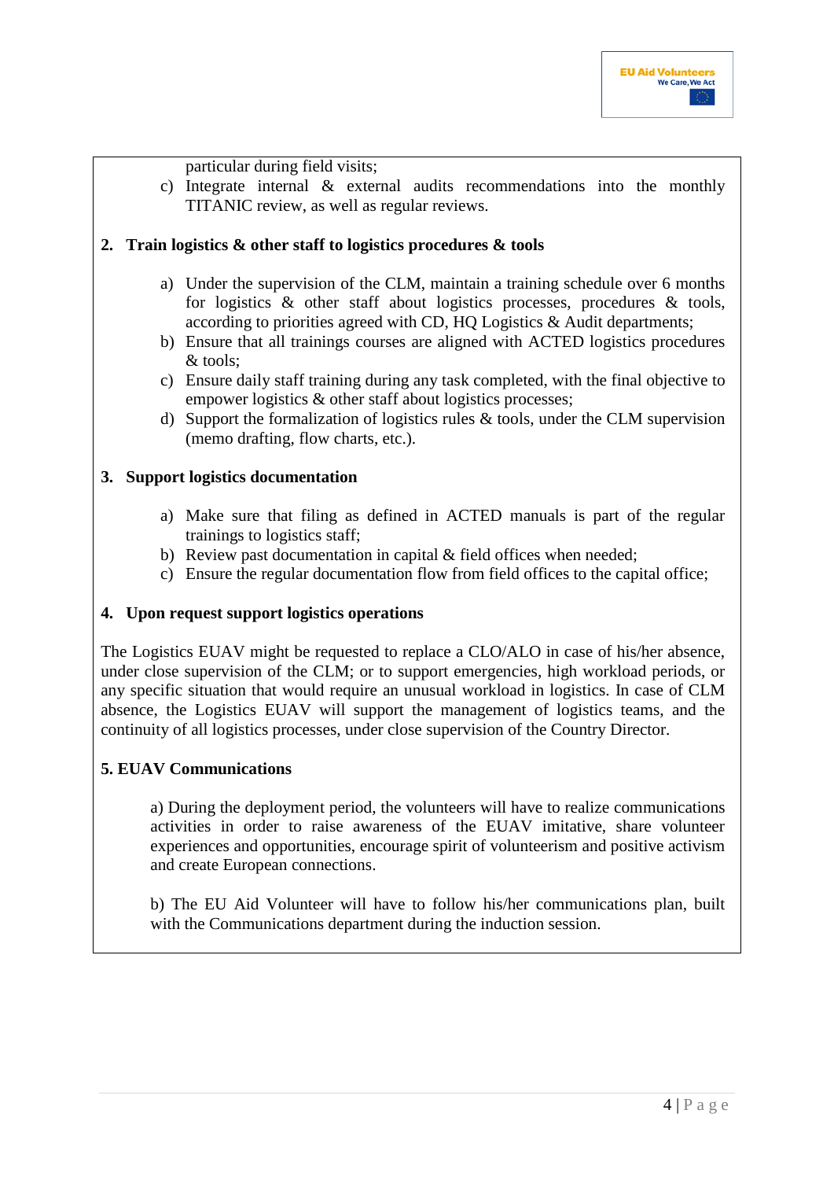particular during field visits;

c) Integrate internal & external audits recommendations into the monthly TITANIC review, as well as regular reviews.

**2. Train logistics & other staff to logistics procedures & tools**

a) Under the supervision of the CLM, maintain a training schedule over 6 months for logistics & other staff about logistics processes, procedures & tools, according to priorities agreed with CD, HQ Logistics & Audit departments;
b) Ensure that all trainings courses are aligned with ACTED logistics procedures & tools;
c) Ensure daily staff training during any task completed, with the final objective to empower logistics & other staff about logistics processes;
d) Support the formalization of logistics rules & tools, under the CLM supervision (memo drafting, flow charts, etc.).

**3. Support logistics documentation**

a) Make sure that filing as defined in ACTED manuals is part of the regular trainings to logistics staff;
b) Review past documentation in capital & field offices when needed;
c) Ensure the regular documentation flow from field offices to the capital office;

**4. Upon request support logistics operations**

The Logistics EUAV might be requested to replace a CLO/ALO in case of his/her absence, under close supervision of the CLM; or to support emergencies, high workload periods, or any specific situation that would require an unusual workload in logistics. In case of CLM absence, the Logistics EUAV will support the management of logistics teams, and the continuity of all logistics processes, under close supervision of the Country Director.

**5. EUAV Communications**

a) During the deployment period, the volunteers will have to realize communications activities in order to raise awareness of the EUAV imitative, share volunteer experiences and opportunities, encourage spirit of volunteerism and positive activism and create European connections.

b) The EU Aid Volunteer will have to follow his/her communications plan, built with the Communications department during the induction session.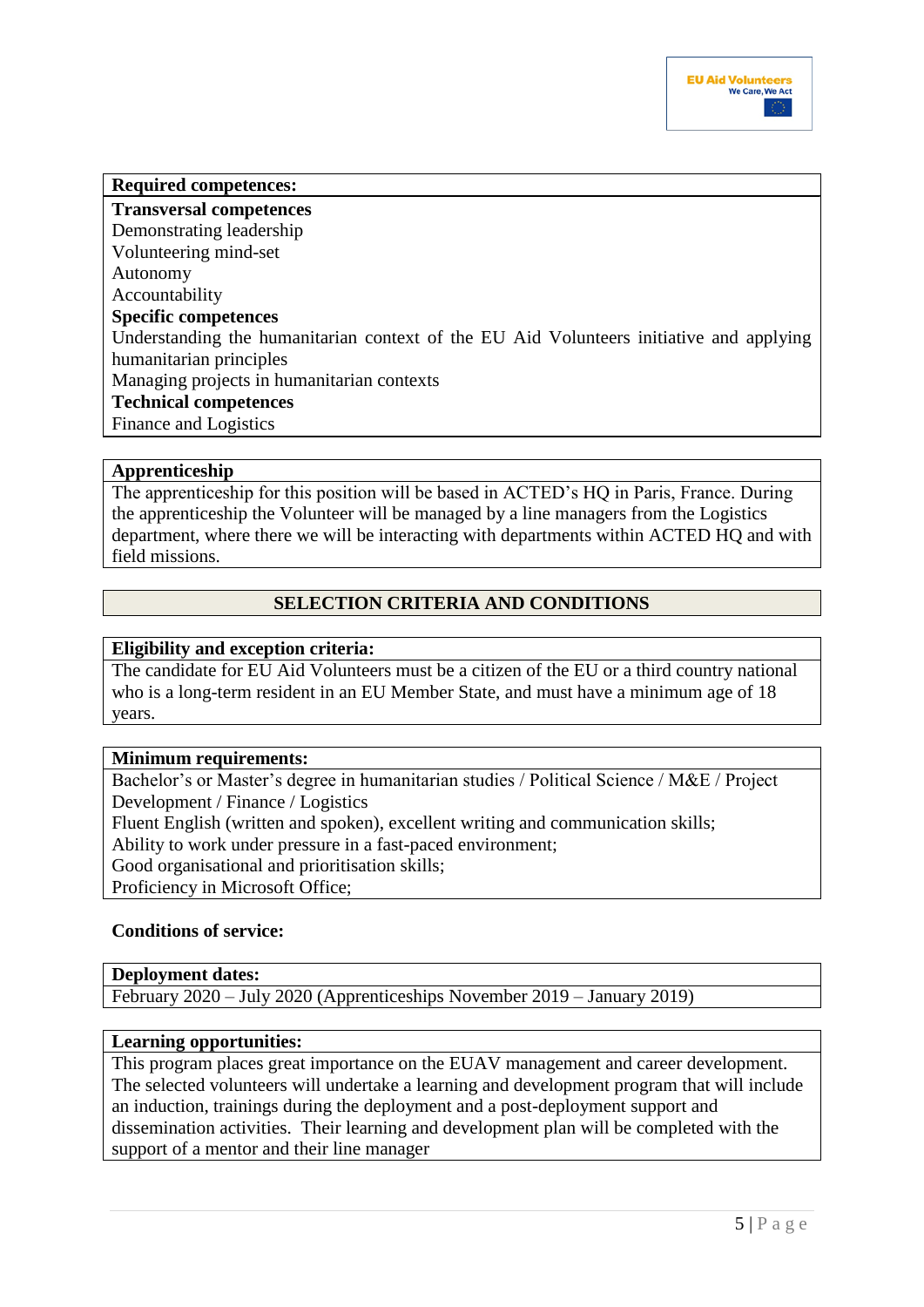**Required competences:**

**Transversal competences**
Demonstrating leadership
Volunteering mind-set
Autonomy
Accountability

**Specific competences**
Understanding the humanitarian context of the EU Aid Volunteers initiative and applying humanitarian principles
Managing projects in humanitarian contexts

**Technical competences**
Finance and Logistics

**Apprenticeship**

The apprenticeship for this position will be based in ACTED's HQ in Paris, France. During the apprenticeship the Volunteer will be managed by a line managers from the Logistics department, where there we will be interacting with departments within ACTED HQ and with field missions.

## SELECTION CRITERIA AND CONDITIONS

**Eligibility and exception criteria:**

The candidate for EU Aid Volunteers must be a citizen of the EU or a third country national who is a long-term resident in an EU Member State, and must have a minimum age of 18 years.

**Minimum requirements:**

Bachelor's or Master's degree in humanitarian studies / Political Science / M&E / Project Development / Finance / Logistics
Fluent English (written and spoken), excellent writing and communication skills;
Ability to work under pressure in a fast-paced environment;
Good organisational and prioritisation skills;
Proficiency in Microsoft Office;

**Conditions of service:**

**Deployment dates:**

February 2020 – July 2020 (Apprenticeships November 2019 – January 2019)

**Learning opportunities:**

This program places great importance on the EUAV management and career development. The selected volunteers will undertake a learning and development program that will include an induction, trainings during the deployment and a post-deployment support and dissemination activities. Their learning and development plan will be completed with the support of a mentor and their line manager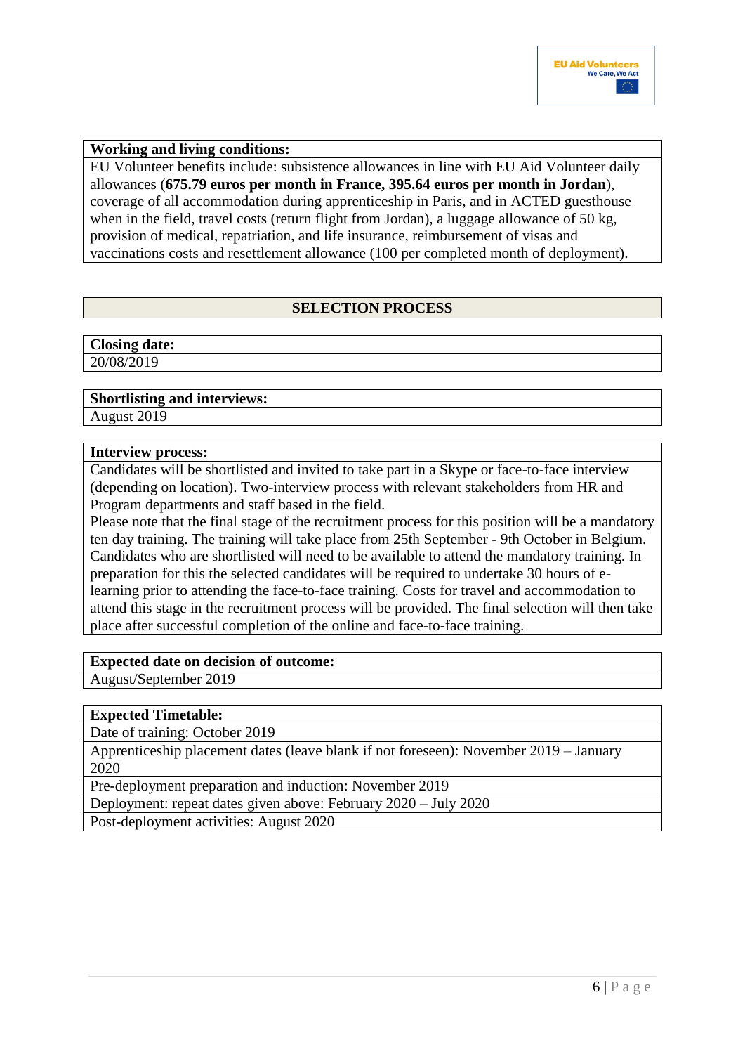**Working and living conditions:**

EU Volunteer benefits include: subsistence allowances in line with EU Aid Volunteer daily allowances (**675.79 euros per month in France, 395.64 euros per month in Jordan**), coverage of all accommodation during apprenticeship in Paris, and in ACTED guesthouse when in the field, travel costs (return flight from Jordan), a luggage allowance of 50 kg, provision of medical, repatriation, and life insurance, reimbursement of visas and vaccinations costs and resettlement allowance (100 per completed month of deployment).

## SELECTION PROCESS

**Closing date:**

20/08/2019

**Shortlisting and interviews:**

August 2019

**Interview process:**

Candidates will be shortlisted and invited to take part in a Skype or face-to-face interview (depending on location). Two-interview process with relevant stakeholders from HR and Program departments and staff based in the field.

Please note that the final stage of the recruitment process for this position will be a mandatory ten day training. The training will take place from 25th September - 9th October in Belgium. Candidates who are shortlisted will need to be available to attend the mandatory training. In preparation for this the selected candidates will be required to undertake 30 hours of e-learning prior to attending the face-to-face training. Costs for travel and accommodation to attend this stage in the recruitment process will be provided. The final selection will then take place after successful completion of the online and face-to-face training.

**Expected date on decision of outcome:**

August/September 2019

| **Expected Timetable:** |
| --- |
| Date of training: October 2019 |
| Apprenticeship placement dates (leave blank if not foreseen): November 2019 – January 2020 |
| Pre-deployment preparation and induction: November 2019 |
| Deployment: repeat dates given above: February 2020 – July 2020 |
| Post-deployment activities: August 2020 |